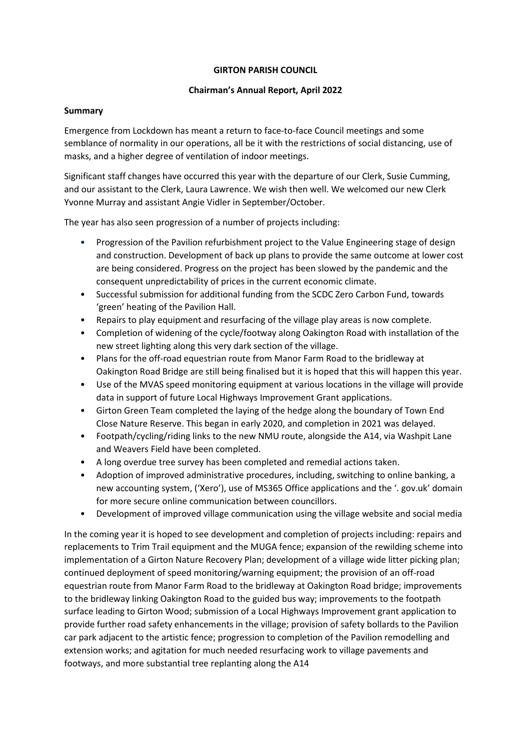**GIRTON PARISH COUNCIL**

**Chairman's Annual Report, April 2022**

**Summary**

Emergence from Lockdown has meant a return to face-to-face Council meetings and some semblance of normality in our operations, all be it with the restrictions of social distancing, use of masks, and a higher degree of ventilation of indoor meetings.

Significant staff changes have occurred this year with the departure of our Clerk, Susie Cumming, and our assistant to the Clerk, Laura Lawrence. We wish then well. We welcomed our new Clerk Yvonne Murray and assistant Angie Vidler in September/October.

The year has also seen progression of a number of projects including:

- Progression of the Pavilion refurbishment project to the Value Engineering stage of design and construction. Development of back up plans to provide the same outcome at lower cost are being considered. Progress on the project has been slowed by the pandemic and the consequent unpredictability of prices in the current economic climate.
- Successful submission for additional funding from the SCDC Zero Carbon Fund, towards 'green' heating of the Pavilion Hall.
- Repairs to play equipment and resurfacing of the village play areas is now complete.
- Completion of widening of the cycle/footway along Oakington Road with installation of the new street lighting along this very dark section of the village.
- Plans for the off-road equestrian route from Manor Farm Road to the bridleway at Oakington Road Bridge are still being finalised but it is hoped that this will happen this year.
- Use of the MVAS speed monitoring equipment at various locations in the village will provide data in support of future Local Highways Improvement Grant applications.
- Girton Green Team completed the laying of the hedge along the boundary of Town End Close Nature Reserve. This began in early 2020, and completion in 2021 was delayed.
- Footpath/cycling/riding links to the new NMU route, alongside the A14, via Washpit Lane and Weavers Field have been completed.
- A long overdue tree survey has been completed and remedial actions taken.
- Adoption of improved administrative procedures, including, switching to online banking, a new accounting system, ('Xero'), use of MS365 Office applications and the '. gov.uk' domain for more secure online communication between councillors.
- Development of improved village communication using the village website and social media

In the coming year it is hoped to see development and completion of projects including: repairs and replacements to Trim Trail equipment and the MUGA fence; expansion of the rewilding scheme into implementation of a Girton Nature Recovery Plan; development of a village wide litter picking plan; continued deployment of speed monitoring/warning equipment; the provision of an off-road equestrian route from Manor Farm Road to the bridleway at Oakington Road bridge; improvements to the bridleway linking Oakington Road to the guided bus way; improvements to the footpath surface leading to Girton Wood; submission of a Local Highways Improvement grant application to provide further road safety enhancements in the village; provision of safety bollards to the Pavilion car park adjacent to the artistic fence; progression to completion of the Pavilion remodelling and extension works; and agitation for much needed resurfacing work to village pavements and footways, and more substantial tree replanting along the A14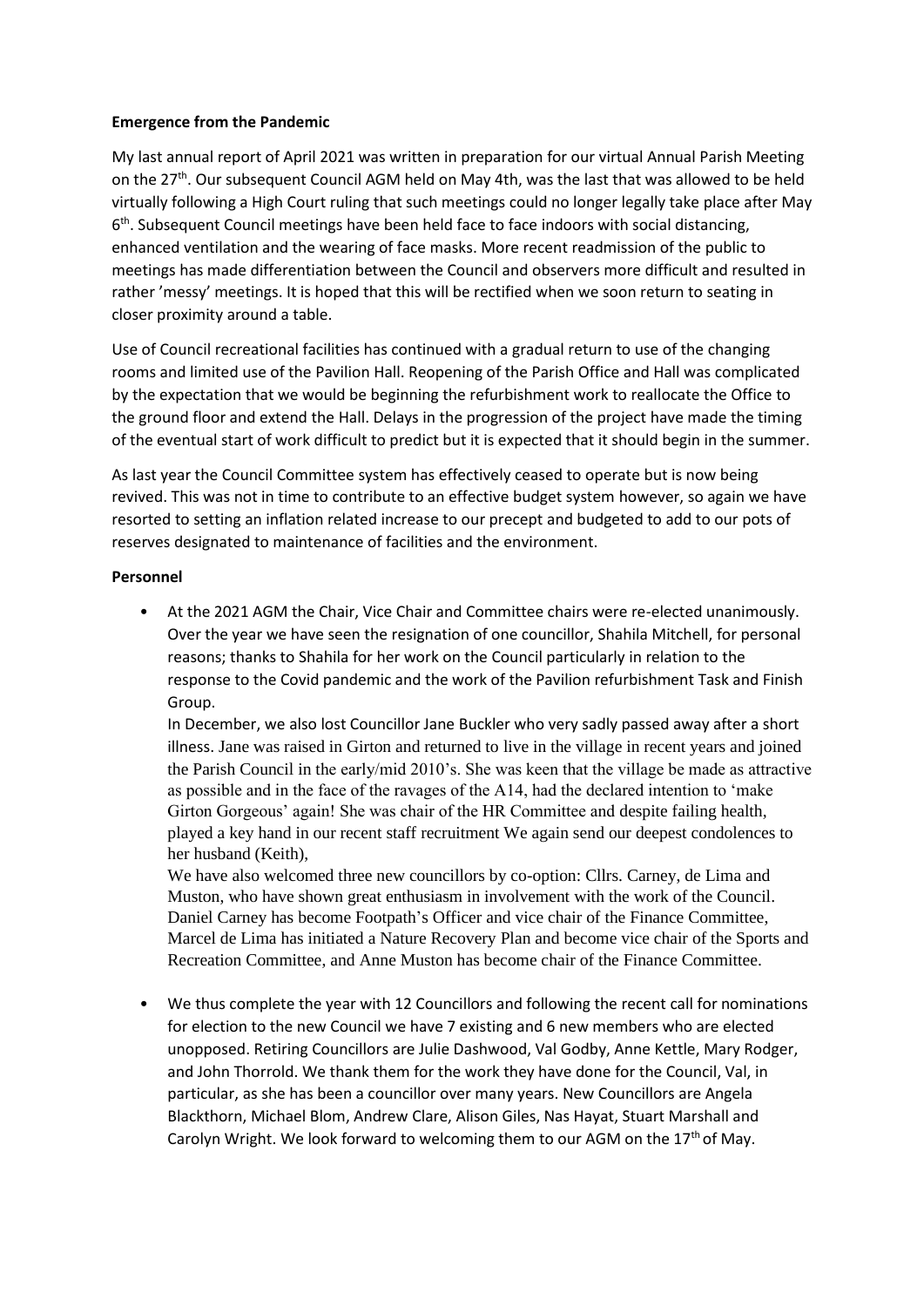**Emergence from the Pandemic**

My last annual report of April 2021 was written in preparation for our virtual Annual Parish Meeting on the 27th. Our subsequent Council AGM held on May 4th, was the last that was allowed to be held virtually following a High Court ruling that such meetings could no longer legally take place after May 6th. Subsequent Council meetings have been held face to face indoors with social distancing, enhanced ventilation and the wearing of face masks. More recent readmission of the public to meetings has made differentiation between the Council and observers more difficult and resulted in rather 'messy' meetings. It is hoped that this will be rectified when we soon return to seating in closer proximity around a table.

Use of Council recreational facilities has continued with a gradual return to use of the changing rooms and limited use of the Pavilion Hall. Reopening of the Parish Office and Hall was complicated by the expectation that we would be beginning the refurbishment work to reallocate the Office to the ground floor and extend the Hall. Delays in the progression of the project have made the timing of the eventual start of work difficult to predict but it is expected that it should begin in the summer.

As last year the Council Committee system has effectively ceased to operate but is now being revived. This was not in time to contribute to an effective budget system however, so again we have resorted to setting an inflation related increase to our precept and budgeted to add to our pots of reserves designated to maintenance of facilities and the environment.

**Personnel**

- At the 2021 AGM the Chair, Vice Chair and Committee chairs were re-elected unanimously. Over the year we have seen the resignation of one councillor, Shahila Mitchell, for personal reasons; thanks to Shahila for her work on the Council particularly in relation to the response to the Covid pandemic and the work of the Pavilion refurbishment Task and Finish Group.

  In December, we also lost Councillor Jane Buckler who very sadly passed away after a short illness. Jane was raised in Girton and returned to live in the village in recent years and joined the Parish Council in the early/mid 2010's. She was keen that the village be made as attractive as possible and in the face of the ravages of the A14, had the declared intention to 'make Girton Gorgeous' again! She was chair of the HR Committee and despite failing health, played a key hand in our recent staff recruitment We again send our deepest condolences to her husband (Keith),

  We have also welcomed three new councillors by co-option: Cllrs. Carney, de Lima and Muston, who have shown great enthusiasm in involvement with the work of the Council. Daniel Carney has become Footpath's Officer and vice chair of the Finance Committee, Marcel de Lima has initiated a Nature Recovery Plan and become vice chair of the Sports and Recreation Committee, and Anne Muston has become chair of the Finance Committee.

- We thus complete the year with 12 Councillors and following the recent call for nominations for election to the new Council we have 7 existing and 6 new members who are elected unopposed. Retiring Councillors are Julie Dashwood, Val Godby, Anne Kettle, Mary Rodger, and John Thorrold. We thank them for the work they have done for the Council, Val, in particular, as she has been a councillor over many years. New Councillors are Angela Blackthorn, Michael Blom, Andrew Clare, Alison Giles, Nas Hayat, Stuart Marshall and Carolyn Wright. We look forward to welcoming them to our AGM on the 17th of May.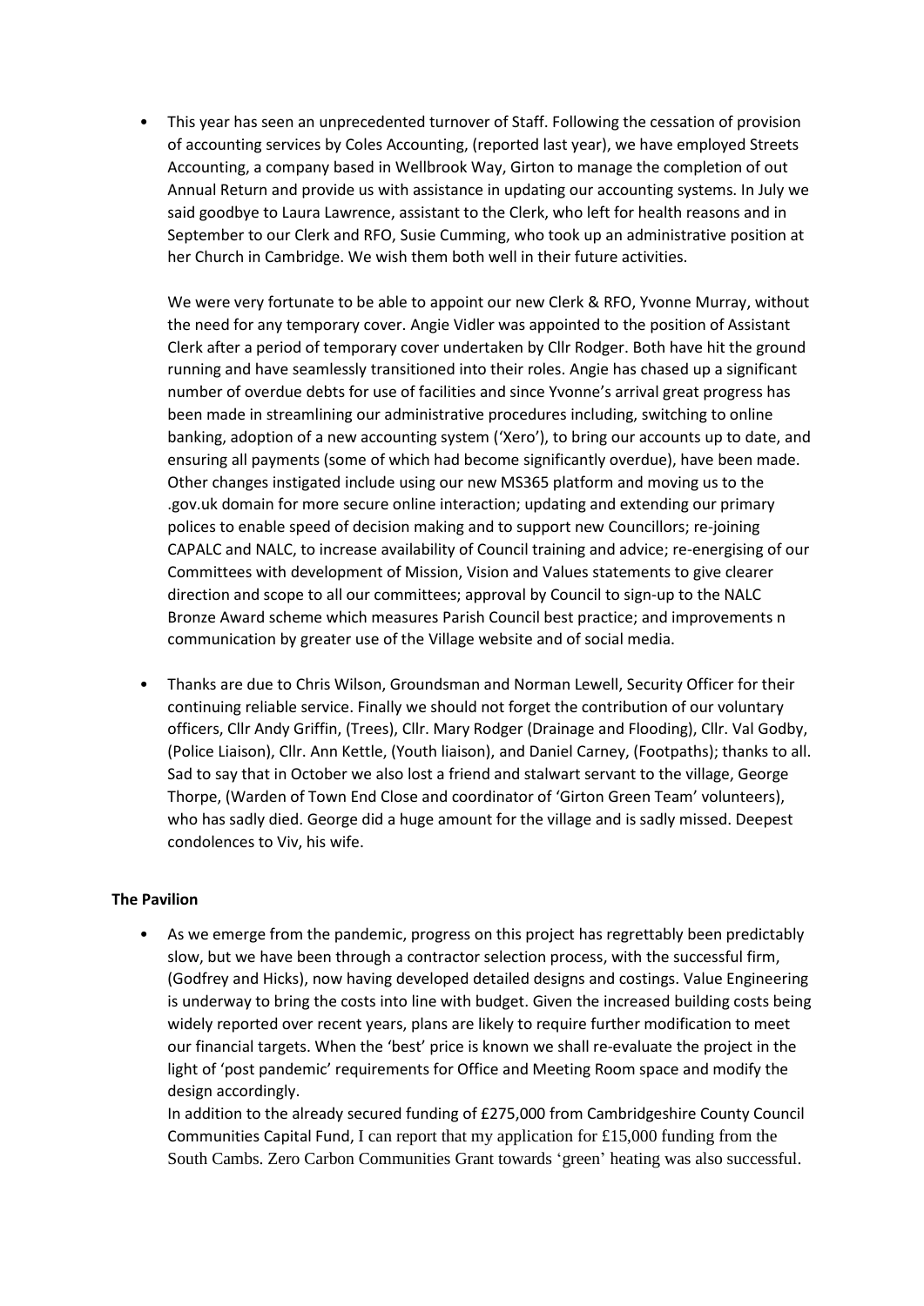- This year has seen an unprecedented turnover of Staff. Following the cessation of provision of accounting services by Coles Accounting, (reported last year), we have employed Streets Accounting, a company based in Wellbrook Way, Girton to manage the completion of out Annual Return and provide us with assistance in updating our accounting systems. In July we said goodbye to Laura Lawrence, assistant to the Clerk, who left for health reasons and in September to our Clerk and RFO, Susie Cumming, who took up an administrative position at her Church in Cambridge. We wish them both well in their future activities.

  We were very fortunate to be able to appoint our new Clerk & RFO, Yvonne Murray, without the need for any temporary cover. Angie Vidler was appointed to the position of Assistant Clerk after a period of temporary cover undertaken by Cllr Rodger. Both have hit the ground running and have seamlessly transitioned into their roles. Angie has chased up a significant number of overdue debts for use of facilities and since Yvonne's arrival great progress has been made in streamlining our administrative procedures including, switching to online banking, adoption of a new accounting system ('Xero'), to bring our accounts up to date, and ensuring all payments (some of which had become significantly overdue), have been made. Other changes instigated include using our new MS365 platform and moving us to the .gov.uk domain for more secure online interaction; updating and extending our primary polices to enable speed of decision making and to support new Councillors; re-joining CAPALC and NALC, to increase availability of Council training and advice; re-energising of our Committees with development of Mission, Vision and Values statements to give clearer direction and scope to all our committees; approval by Council to sign-up to the NALC Bronze Award scheme which measures Parish Council best practice; and improvements n communication by greater use of the Village website and of social media.

- Thanks are due to Chris Wilson, Groundsman and Norman Lewell, Security Officer for their continuing reliable service. Finally we should not forget the contribution of our voluntary officers, Cllr Andy Griffin, (Trees), Cllr. Mary Rodger (Drainage and Flooding), Cllr. Val Godby, (Police Liaison), Cllr. Ann Kettle, (Youth liaison), and Daniel Carney, (Footpaths); thanks to all. Sad to say that in October we also lost a friend and stalwart servant to the village, George Thorpe, (Warden of Town End Close and coordinator of 'Girton Green Team' volunteers), who has sadly died. George did a huge amount for the village and is sadly missed. Deepest condolences to Viv, his wife.

**The Pavilion**

- As we emerge from the pandemic, progress on this project has regrettably been predictably slow, but we have been through a contractor selection process, with the successful firm, (Godfrey and Hicks), now having developed detailed designs and costings. Value Engineering is underway to bring the costs into line with budget. Given the increased building costs being widely reported over recent years, plans are likely to require further modification to meet our financial targets. When the 'best' price is known we shall re-evaluate the project in the light of 'post pandemic' requirements for Office and Meeting Room space and modify the design accordingly.

  In addition to the already secured funding of £275,000 from Cambridgeshire County Council Communities Capital Fund, I can report that my application for £15,000 funding from the South Cambs. Zero Carbon Communities Grant towards 'green' heating was also successful.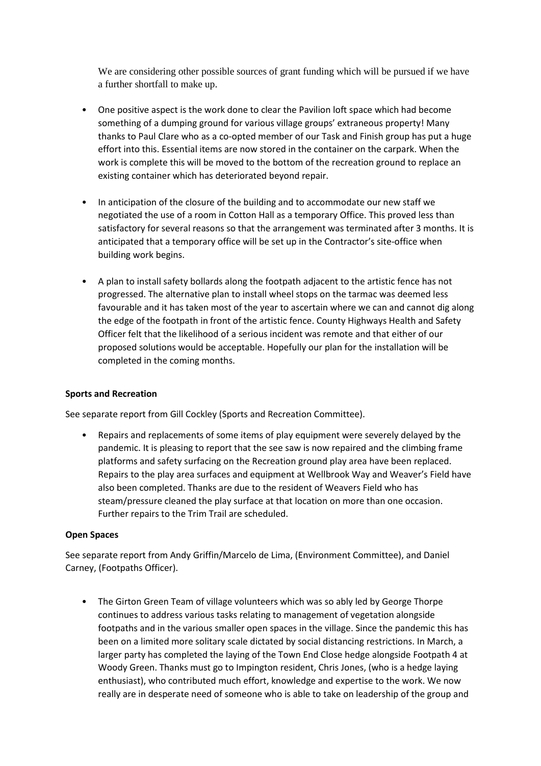We are considering other possible sources of grant funding which will be pursued if we have a further shortfall to make up.

- One positive aspect is the work done to clear the Pavilion loft space which had become something of a dumping ground for various village groups' extraneous property! Many thanks to Paul Clare who as a co-opted member of our Task and Finish group has put a huge effort into this. Essential items are now stored in the container on the carpark. When the work is complete this will be moved to the bottom of the recreation ground to replace an existing container which has deteriorated beyond repair.

- In anticipation of the closure of the building and to accommodate our new staff we negotiated the use of a room in Cotton Hall as a temporary Office. This proved less than satisfactory for several reasons so that the arrangement was terminated after 3 months. It is anticipated that a temporary office will be set up in the Contractor's site-office when building work begins.

- A plan to install safety bollards along the footpath adjacent to the artistic fence has not progressed. The alternative plan to install wheel stops on the tarmac was deemed less favourable and it has taken most of the year to ascertain where we can and cannot dig along the edge of the footpath in front of the artistic fence. County Highways Health and Safety Officer felt that the likelihood of a serious incident was remote and that either of our proposed solutions would be acceptable. Hopefully our plan for the installation will be completed in the coming months.

**Sports and Recreation**

See separate report from Gill Cockley (Sports and Recreation Committee).

- Repairs and replacements of some items of play equipment were severely delayed by the pandemic. It is pleasing to report that the see saw is now repaired and the climbing frame platforms and safety surfacing on the Recreation ground play area have been replaced. Repairs to the play area surfaces and equipment at Wellbrook Way and Weaver's Field have also been completed. Thanks are due to the resident of Weavers Field who has steam/pressure cleaned the play surface at that location on more than one occasion. Further repairs to the Trim Trail are scheduled.

**Open Spaces**

See separate report from Andy Griffin/Marcelo de Lima, (Environment Committee), and Daniel Carney, (Footpaths Officer).

- The Girton Green Team of village volunteers which was so ably led by George Thorpe continues to address various tasks relating to management of vegetation alongside footpaths and in the various smaller open spaces in the village. Since the pandemic this has been on a limited more solitary scale dictated by social distancing restrictions. In March, a larger party has completed the laying of the Town End Close hedge alongside Footpath 4 at Woody Green. Thanks must go to Impington resident, Chris Jones, (who is a hedge laying enthusiast), who contributed much effort, knowledge and expertise to the work. We now really are in desperate need of someone who is able to take on leadership of the group and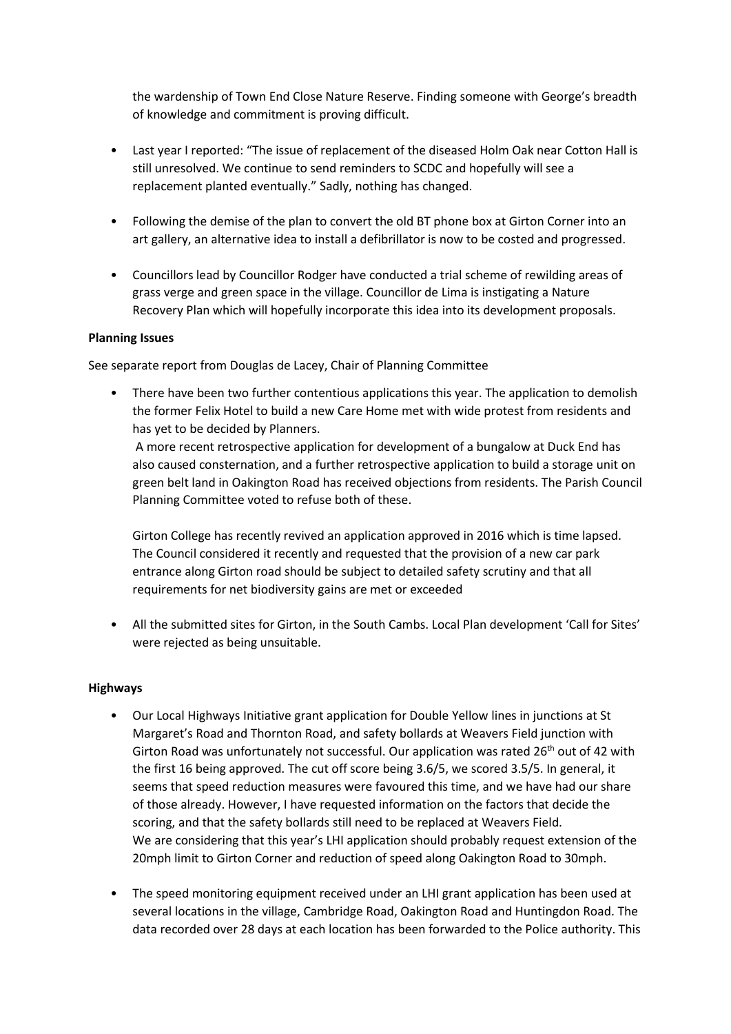the wardenship of Town End Close Nature Reserve. Finding someone with George's breadth of knowledge and commitment is proving difficult.

- Last year I reported: "The issue of replacement of the diseased Holm Oak near Cotton Hall is still unresolved. We continue to send reminders to SCDC and hopefully will see a replacement planted eventually." Sadly, nothing has changed.

- Following the demise of the plan to convert the old BT phone box at Girton Corner into an art gallery, an alternative idea to install a defibrillator is now to be costed and progressed.

- Councillors lead by Councillor Rodger have conducted a trial scheme of rewilding areas of grass verge and green space in the village. Councillor de Lima is instigating a Nature Recovery Plan which will hopefully incorporate this idea into its development proposals.

**Planning Issues**

See separate report from Douglas de Lacey, Chair of Planning Committee

- There have been two further contentious applications this year. The application to demolish the former Felix Hotel to build a new Care Home met with wide protest from residents and has yet to be decided by Planners.
  A more recent retrospective application for development of a bungalow at Duck End has also caused consternation, and a further retrospective application to build a storage unit on green belt land in Oakington Road has received objections from residents. The Parish Council Planning Committee voted to refuse both of these.

  Girton College has recently revived an application approved in 2016 which is time lapsed. The Council considered it recently and requested that the provision of a new car park entrance along Girton road should be subject to detailed safety scrutiny and that all requirements for net biodiversity gains are met or exceeded

- All the submitted sites for Girton, in the South Cambs. Local Plan development 'Call for Sites' were rejected as being unsuitable.

**Highways**

- Our Local Highways Initiative grant application for Double Yellow lines in junctions at St Margaret's Road and Thornton Road, and safety bollards at Weavers Field junction with Girton Road was unfortunately not successful. Our application was rated 26th out of 42 with the first 16 being approved. The cut off score being 3.6/5, we scored 3.5/5. In general, it seems that speed reduction measures were favoured this time, and we have had our share of those already. However, I have requested information on the factors that decide the scoring, and that the safety bollards still need to be replaced at Weavers Field.
  We are considering that this year's LHI application should probably request extension of the 20mph limit to Girton Corner and reduction of speed along Oakington Road to 30mph.

- The speed monitoring equipment received under an LHI grant application has been used at several locations in the village, Cambridge Road, Oakington Road and Huntingdon Road. The data recorded over 28 days at each location has been forwarded to the Police authority. This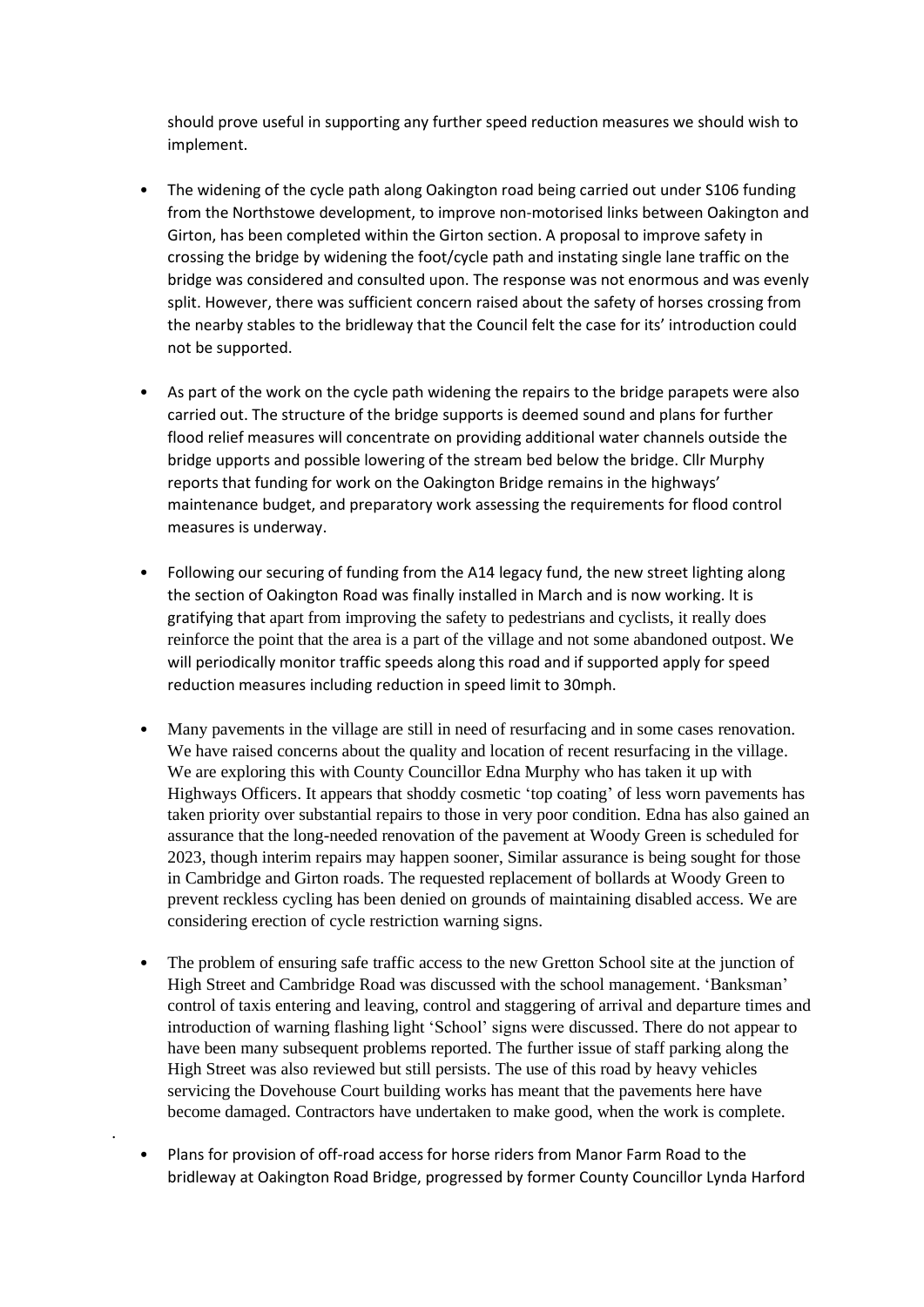should prove useful in supporting any further speed reduction measures we should wish to implement.

- The widening of the cycle path along Oakington road being carried out under S106 funding from the Northstowe development, to improve non-motorised links between Oakington and Girton, has been completed within the Girton section. A proposal to improve safety in crossing the bridge by widening the foot/cycle path and instating single lane traffic on the bridge was considered and consulted upon. The response was not enormous and was evenly split. However, there was sufficient concern raised about the safety of horses crossing from the nearby stables to the bridleway that the Council felt the case for its' introduction could not be supported.

- As part of the work on the cycle path widening the repairs to the bridge parapets were also carried out. The structure of the bridge supports is deemed sound and plans for further flood relief measures will concentrate on providing additional water channels outside the bridge upports and possible lowering of the stream bed below the bridge. Cllr Murphy reports that funding for work on the Oakington Bridge remains in the highways' maintenance budget, and preparatory work assessing the requirements for flood control measures is underway.

- Following our securing of funding from the A14 legacy fund, the new street lighting along the section of Oakington Road was finally installed in March and is now working. It is gratifying that apart from improving the safety to pedestrians and cyclists, it really does reinforce the point that the area is a part of the village and not some abandoned outpost. We will periodically monitor traffic speeds along this road and if supported apply for speed reduction measures including reduction in speed limit to 30mph.

- Many pavements in the village are still in need of resurfacing and in some cases renovation. We have raised concerns about the quality and location of recent resurfacing in the village. We are exploring this with County Councillor Edna Murphy who has taken it up with Highways Officers. It appears that shoddy cosmetic 'top coating' of less worn pavements has taken priority over substantial repairs to those in very poor condition. Edna has also gained an assurance that the long-needed renovation of the pavement at Woody Green is scheduled for 2023, though interim repairs may happen sooner, Similar assurance is being sought for those in Cambridge and Girton roads. The requested replacement of bollards at Woody Green to prevent reckless cycling has been denied on grounds of maintaining disabled access. We are considering erection of cycle restriction warning signs.

- The problem of ensuring safe traffic access to the new Gretton School site at the junction of High Street and Cambridge Road was discussed with the school management. 'Banksman' control of taxis entering and leaving, control and staggering of arrival and departure times and introduction of warning flashing light 'School' signs were discussed. There do not appear to have been many subsequent problems reported. The further issue of staff parking along the High Street was also reviewed but still persists. The use of this road by heavy vehicles servicing the Dovehouse Court building works has meant that the pavements here have become damaged. Contractors have undertaken to make good, when the work is complete.

- Plans for provision of off-road access for horse riders from Manor Farm Road to the bridleway at Oakington Road Bridge, progressed by former County Councillor Lynda Harford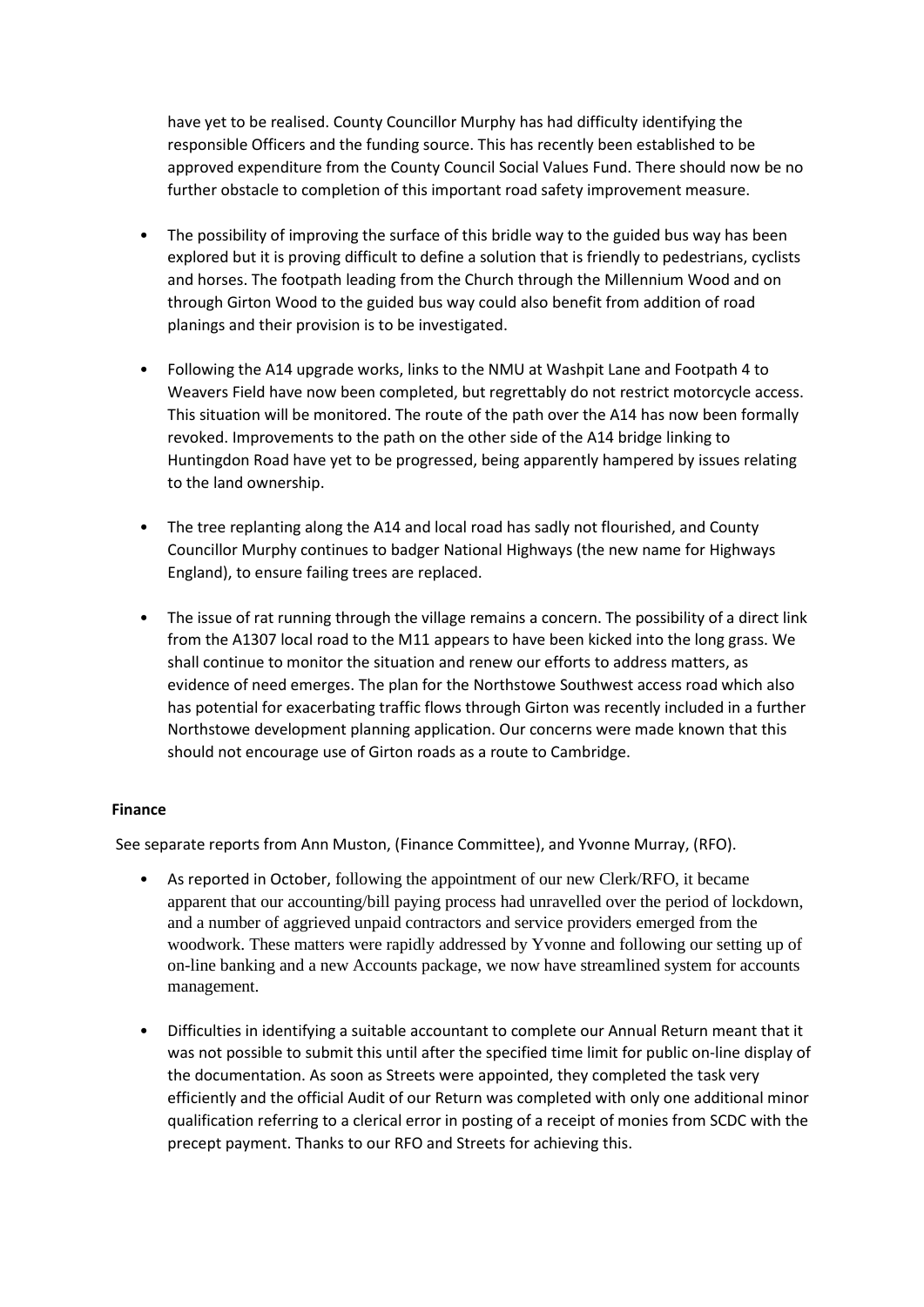have yet to be realised. County Councillor Murphy has had difficulty identifying the responsible Officers and the funding source. This has recently been established to be approved expenditure from the County Council Social Values Fund. There should now be no further obstacle to completion of this important road safety improvement measure.

- The possibility of improving the surface of this bridle way to the guided bus way has been explored but it is proving difficult to define a solution that is friendly to pedestrians, cyclists and horses. The footpath leading from the Church through the Millennium Wood and on through Girton Wood to the guided bus way could also benefit from addition of road planings and their provision is to be investigated.

- Following the A14 upgrade works, links to the NMU at Washpit Lane and Footpath 4 to Weavers Field have now been completed, but regrettably do not restrict motorcycle access. This situation will be monitored. The route of the path over the A14 has now been formally revoked. Improvements to the path on the other side of the A14 bridge linking to Huntingdon Road have yet to be progressed, being apparently hampered by issues relating to the land ownership.

- The tree replanting along the A14 and local road has sadly not flourished, and County Councillor Murphy continues to badger National Highways (the new name for Highways England), to ensure failing trees are replaced.

- The issue of rat running through the village remains a concern. The possibility of a direct link from the A1307 local road to the M11 appears to have been kicked into the long grass. We shall continue to monitor the situation and renew our efforts to address matters, as evidence of need emerges. The plan for the Northstowe Southwest access road which also has potential for exacerbating traffic flows through Girton was recently included in a further Northstowe development planning application. Our concerns were made known that this should not encourage use of Girton roads as a route to Cambridge.

**Finance**

See separate reports from Ann Muston, (Finance Committee), and Yvonne Murray, (RFO).

- As reported in October, following the appointment of our new Clerk/RFO, it became apparent that our accounting/bill paying process had unravelled over the period of lockdown, and a number of aggrieved unpaid contractors and service providers emerged from the woodwork. These matters were rapidly addressed by Yvonne and following our setting up of on-line banking and a new Accounts package, we now have streamlined system for accounts management.

- Difficulties in identifying a suitable accountant to complete our Annual Return meant that it was not possible to submit this until after the specified time limit for public on-line display of the documentation. As soon as Streets were appointed, they completed the task very efficiently and the official Audit of our Return was completed with only one additional minor qualification referring to a clerical error in posting of a receipt of monies from SCDC with the precept payment. Thanks to our RFO and Streets for achieving this.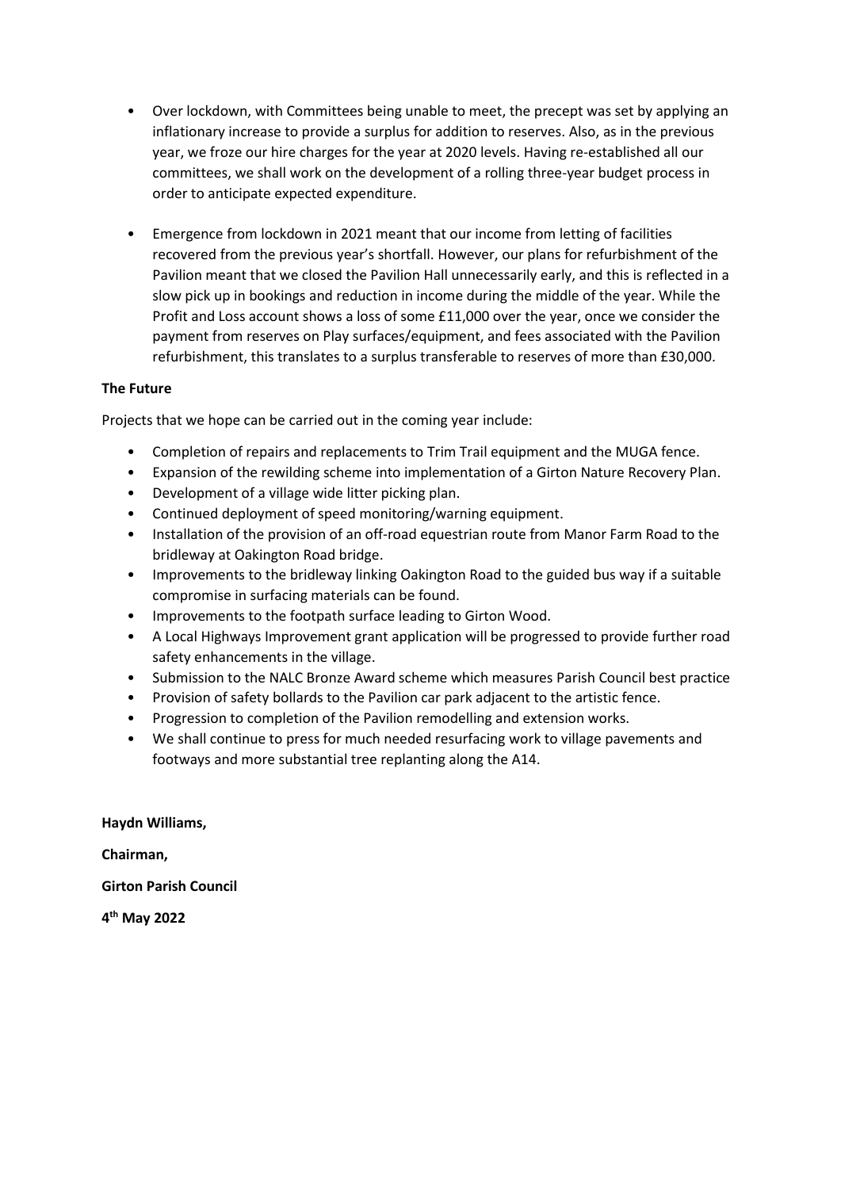- Over lockdown, with Committees being unable to meet, the precept was set by applying an inflationary increase to provide a surplus for addition to reserves. Also, as in the previous year, we froze our hire charges for the year at 2020 levels. Having re-established all our committees, we shall work on the development of a rolling three-year budget process in order to anticipate expected expenditure.

- Emergence from lockdown in 2021 meant that our income from letting of facilities recovered from the previous year's shortfall. However, our plans for refurbishment of the Pavilion meant that we closed the Pavilion Hall unnecessarily early, and this is reflected in a slow pick up in bookings and reduction in income during the middle of the year. While the Profit and Loss account shows a loss of some £11,000 over the year, once we consider the payment from reserves on Play surfaces/equipment, and fees associated with the Pavilion refurbishment, this translates to a surplus transferable to reserves of more than £30,000.

**The Future**

Projects that we hope can be carried out in the coming year include:

- Completion of repairs and replacements to Trim Trail equipment and the MUGA fence.
- Expansion of the rewilding scheme into implementation of a Girton Nature Recovery Plan.
- Development of a village wide litter picking plan.
- Continued deployment of speed monitoring/warning equipment.
- Installation of the provision of an off-road equestrian route from Manor Farm Road to the bridleway at Oakington Road bridge.
- Improvements to the bridleway linking Oakington Road to the guided bus way if a suitable compromise in surfacing materials can be found.
- Improvements to the footpath surface leading to Girton Wood.
- A Local Highways Improvement grant application will be progressed to provide further road safety enhancements in the village.
- Submission to the NALC Bronze Award scheme which measures Parish Council best practice
- Provision of safety bollards to the Pavilion car park adjacent to the artistic fence.
- Progression to completion of the Pavilion remodelling and extension works.
- We shall continue to press for much needed resurfacing work to village pavements and footways and more substantial tree replanting along the A14.

**Haydn Williams,**

**Chairman,**

**Girton Parish Council**

**4th May 2022**